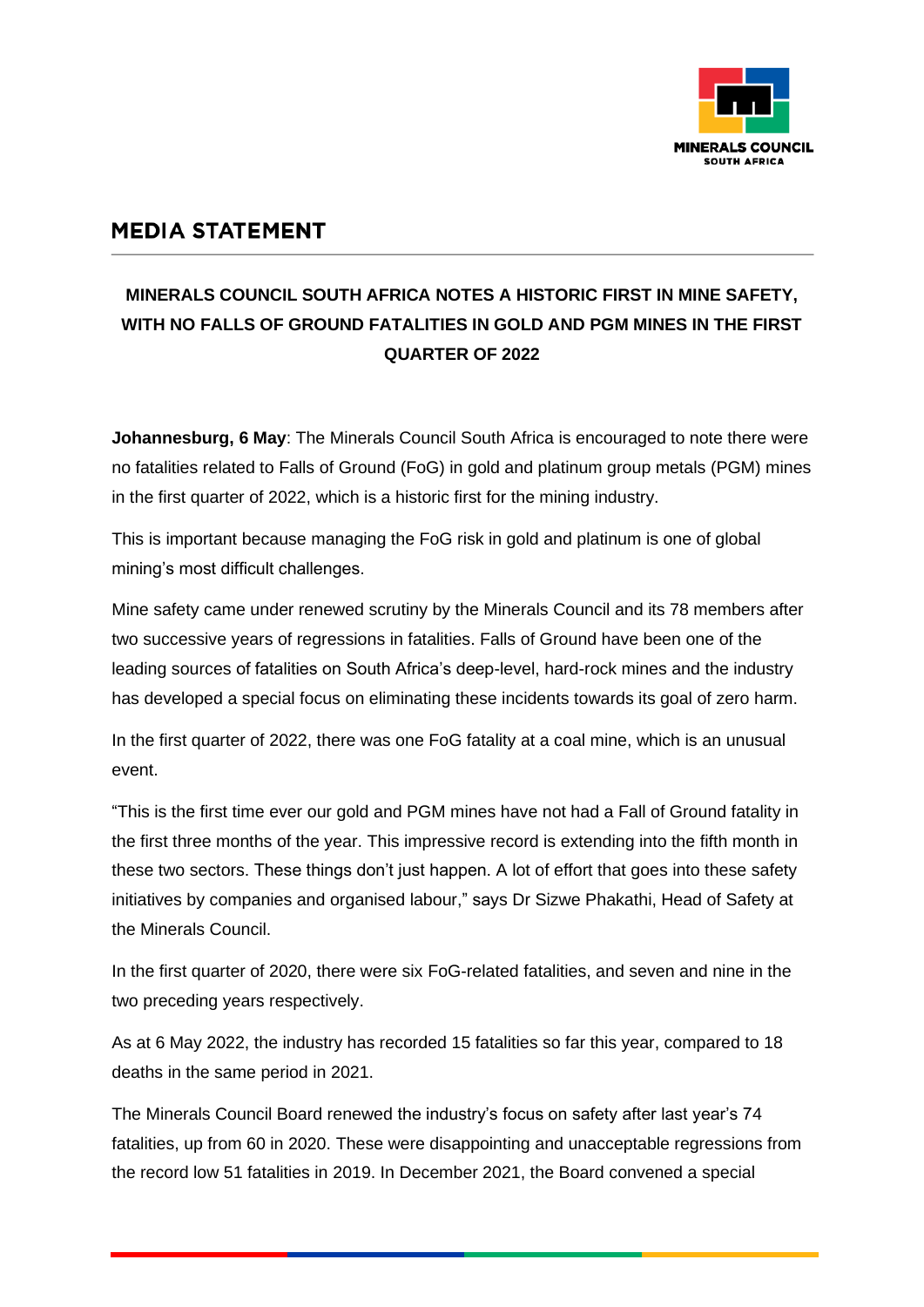# MEDIA STATEMENT

**MINERALS COUNCIL SOUTH AFRICA NOTES A HISTORIC FIRST IN MINE SAFETY, WITH NO FALLS OF GROUND FATALITIES IN GOLD AND PGM MINES IN THE FIRST QUARTER OF 2022**

**Johannesburg, 6 May**: The Minerals Council South Africa is encouraged to note there were no fatalities related to Falls of Ground (FoG) in gold and platinum group metals (PGM) mines in the first quarter of 2022, which is a historic first for the mining industry.

This is important because managing the FoG risk in gold and platinum is one of global mining's most difficult challenges.

Mine safety came under renewed scrutiny by the Minerals Council and its 78 members after two successive years of regressions in fatalities. Falls of Ground have been one of the leading sources of fatalities on South Africa's deep-level, hard-rock mines and the industry has developed a special focus on eliminating these incidents towards its goal of zero harm.

In the first quarter of 2022, there was one FoG fatality at a coal mine, which is an unusual event.

"This is the first time ever our gold and PGM mines have not had a Fall of Ground fatality in the first three months of the year. This impressive record is extending into the fifth month in these two sectors. These things don't just happen. A lot of effort that goes into these safety initiatives by companies and organised labour," says Dr Sizwe Phakathi, Head of Safety at the Minerals Council.

In the first quarter of 2020, there were six FoG-related fatalities, and seven and nine in the two preceding years respectively.

As at 6 May 2022, the industry has recorded 15 fatalities so far this year, compared to 18 deaths in the same period in 2021.

The Minerals Council Board renewed the industry's focus on safety after last year's 74 fatalities, up from 60 in 2020. These were disappointing and unacceptable regressions from the record low 51 fatalities in 2019. In December 2021, the Board convened a special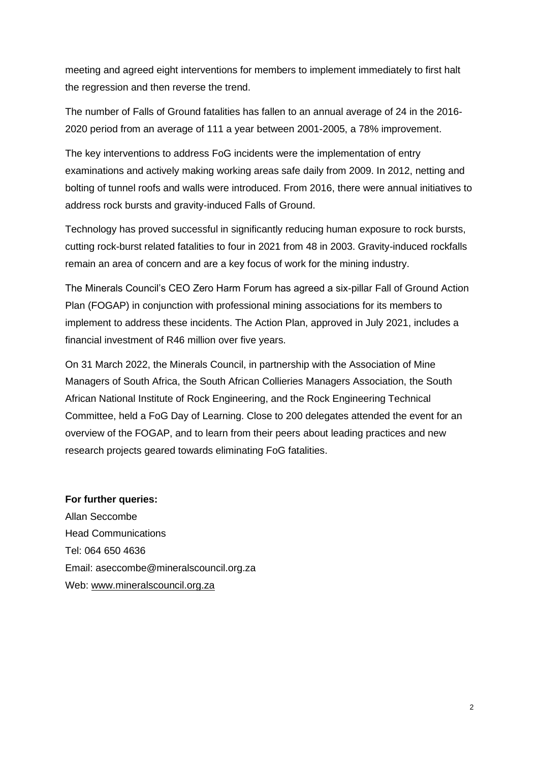meeting and agreed eight interventions for members to implement immediately to first halt the regression and then reverse the trend.

The number of Falls of Ground fatalities has fallen to an annual average of 24 in the 2016-2020 period from an average of 111 a year between 2001-2005, a 78% improvement.

The key interventions to address FoG incidents were the implementation of entry examinations and actively making working areas safe daily from 2009. In 2012, netting and bolting of tunnel roofs and walls were introduced. From 2016, there were annual initiatives to address rock bursts and gravity-induced Falls of Ground.

Technology has proved successful in significantly reducing human exposure to rock bursts, cutting rock-burst related fatalities to four in 2021 from 48 in 2003. Gravity-induced rockfalls remain an area of concern and are a key focus of work for the mining industry.

The Minerals Council's CEO Zero Harm Forum has agreed a six-pillar Fall of Ground Action Plan (FOGAP) in conjunction with professional mining associations for its members to implement to address these incidents. The Action Plan, approved in July 2021, includes a financial investment of R46 million over five years.

On 31 March 2022, the Minerals Council, in partnership with the Association of Mine Managers of South Africa, the South African Collieries Managers Association, the South African National Institute of Rock Engineering, and the Rock Engineering Technical Committee, held a FoG Day of Learning. Close to 200 delegates attended the event for an overview of the FOGAP, and to learn from their peers about leading practices and new research projects geared towards eliminating FoG fatalities.

**For further queries:**
Allan Seccombe
Head Communications
Tel: 064 650 4636
Email: aseccombe@mineralscouncil.org.za
Web: www.mineralscouncil.org.za